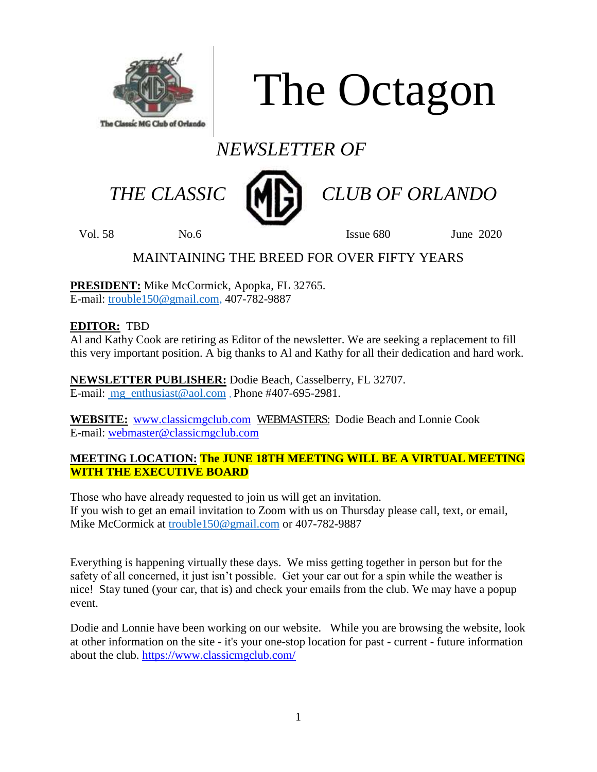# The Octagon

*NEWSLETTER OF*

*THE CLASSIC MG CLUB OF ORLANDO*

Vol. 58 No.6 Issue 680 June 2020

MAINTAINING THE BREED FOR OVER FIFTY YEARS

**PRESIDENT:** Mike McCormick, Apopka, FL 32765.
E-mail: trouble150@gmail.com, 407-782-9887

**EDITOR:** TBD
Al and Kathy Cook are retiring as Editor of the newsletter. We are seeking a replacement to fill this very important position. A big thanks to Al and Kathy for all their dedication and hard work.

**NEWSLETTER PUBLISHER:** Dodie Beach, Casselberry, FL 32707.
E-mail: mg_enthusiast@aol.com , Phone #407-695-2981.

**WEBSITE:** www.classicmgclub.com WEBMASTERS: Dodie Beach and Lonnie Cook
E-mail: webmaster@classicmgclub.com

**MEETING LOCATION: The JUNE 18TH MEETING WILL BE A VIRTUAL MEETING WITH THE EXECUTIVE BOARD**

Those who have already requested to join us will get an invitation.
If you wish to get an email invitation to Zoom with us on Thursday please call, text, or email, Mike McCormick at trouble150@gmail.com or 407-782-9887

Everything is happening virtually these days. We miss getting together in person but for the safety of all concerned, it just isn't possible. Get your car out for a spin while the weather is nice! Stay tuned (your car, that is) and check your emails from the club. We may have a popup event.

Dodie and Lonnie have been working on our website. While you are browsing the website, look at other information on the site - it's your one-stop location for past - current - future information about the club. https://www.classicmgclub.com/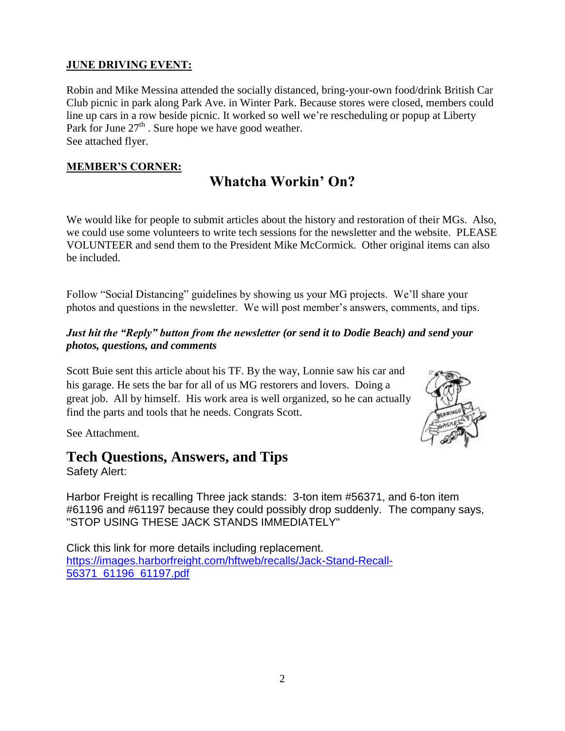**JUNE DRIVING EVENT:**

Robin and Mike Messina attended the socially distanced, bring-your-own food/drink British Car Club picnic in park along Park Ave. in Winter Park. Because stores were closed, members could line up cars in a row beside picnic. It worked so well we're rescheduling or popup at Liberty Park for June 27th . Sure hope we have good weather.
See attached flyer.

**MEMBER'S CORNER:**

## Whatcha Workin' On?

We would like for people to submit articles about the history and restoration of their MGs. Also, we could use some volunteers to write tech sessions for the newsletter and the website. PLEASE VOLUNTEER and send them to the President Mike McCormick. Other original items can also be included.

Follow "Social Distancing" guidelines by showing us your MG projects. We'll share your photos and questions in the newsletter. We will post member's answers, comments, and tips.

***Just hit the "Reply" button from the newsletter (or send it to Dodie Beach) and send your photos, questions, and comments***

Scott Buie sent this article about his TF. By the way, Lonnie saw his car and his garage. He sets the bar for all of us MG restorers and lovers. Doing a great job. All by himself. His work area is well organized, so he can actually find the parts and tools that he needs. Congrats Scott.

See Attachment.

# Tech Questions, Answers, and Tips

Safety Alert:

Harbor Freight is recalling Three jack stands: 3-ton item #56371, and 6-ton item #61196 and #61197 because they could possibly drop suddenly. The company says, "STOP USING THESE JACK STANDS IMMEDIATELY"

Click this link for more details including replacement.
https://images.harborfreight.com/hftweb/recalls/Jack-Stand-Recall-56371_61196_61197.pdf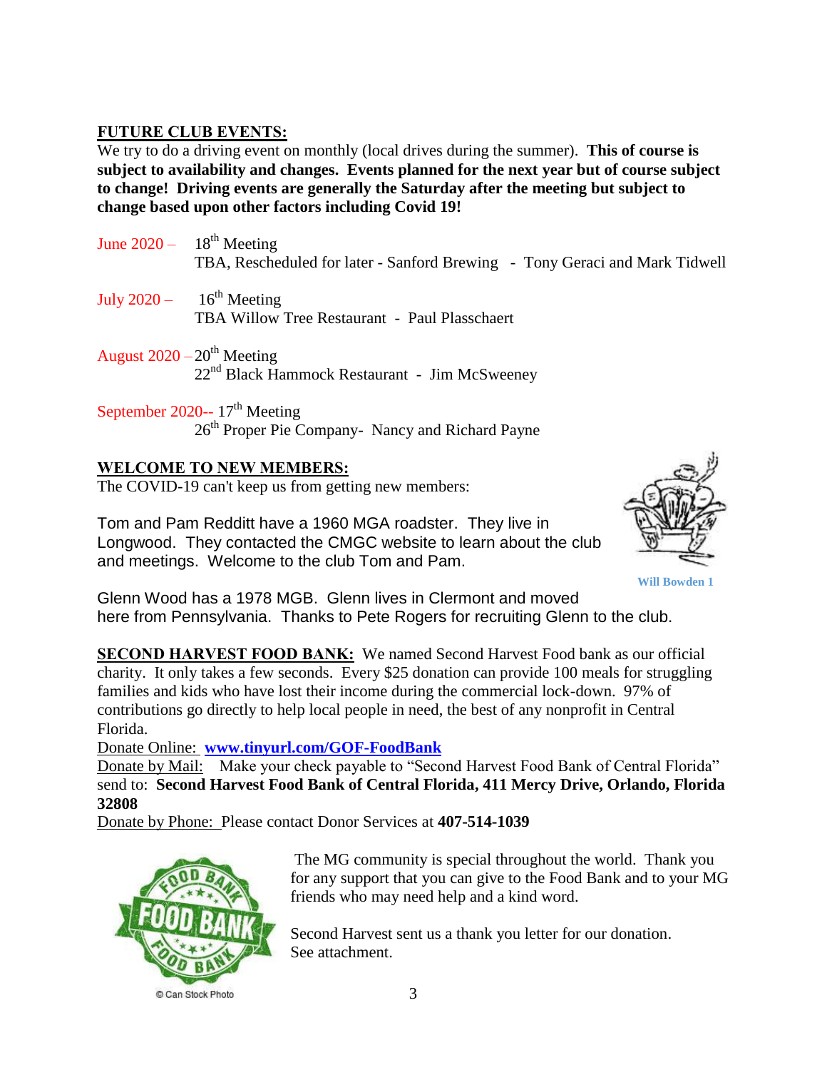**FUTURE CLUB EVENTS:**

We try to do a driving event on monthly (local drives during the summer). **This of course is subject to availability and changes. Events planned for the next year but of course subject to change! Driving events are generally the Saturday after the meeting but subject to change based upon other factors including Covid 19!**

June 2020 – 18th Meeting
TBA, Rescheduled for later - Sanford Brewing - Tony Geraci and Mark Tidwell

July 2020 – 16th Meeting
TBA Willow Tree Restaurant - Paul Plasschaert

August 2020 – 20th Meeting
22nd Black Hammock Restaurant - Jim McSweeney

September 2020-- 17th Meeting
26th Proper Pie Company- Nancy and Richard Payne

**WELCOME TO NEW MEMBERS:**

The COVID-19 can't keep us from getting new members:

Tom and Pam Redditt have a 1960 MGA roadster. They live in Longwood. They contacted the CMGC website to learn about the club and meetings. Welcome to the club Tom and Pam.

Will Bowden 1

Glenn Wood has a 1978 MGB. Glenn lives in Clermont and moved here from Pennsylvania. Thanks to Pete Rogers for recruiting Glenn to the club.

**SECOND HARVEST FOOD BANK:** We named Second Harvest Food bank as our official charity. It only takes a few seconds. Every $25 donation can provide 100 meals for struggling families and kids who have lost their income during the commercial lock-down. 97% of contributions go directly to help local people in need, the best of any nonprofit in Central Florida.

Donate Online: **www.tinyurl.com/GOF-FoodBank**

Donate by Mail: Make your check payable to "Second Harvest Food Bank of Central Florida" send to: **Second Harvest Food Bank of Central Florida, 411 Mercy Drive, Orlando, Florida 32808**

Donate by Phone: Please contact Donor Services at **407-514-1039**

© Can Stock Photo

The MG community is special throughout the world. Thank you for any support that you can give to the Food Bank and to your MG friends who may need help and a kind word.

Second Harvest sent us a thank you letter for our donation. See attachment.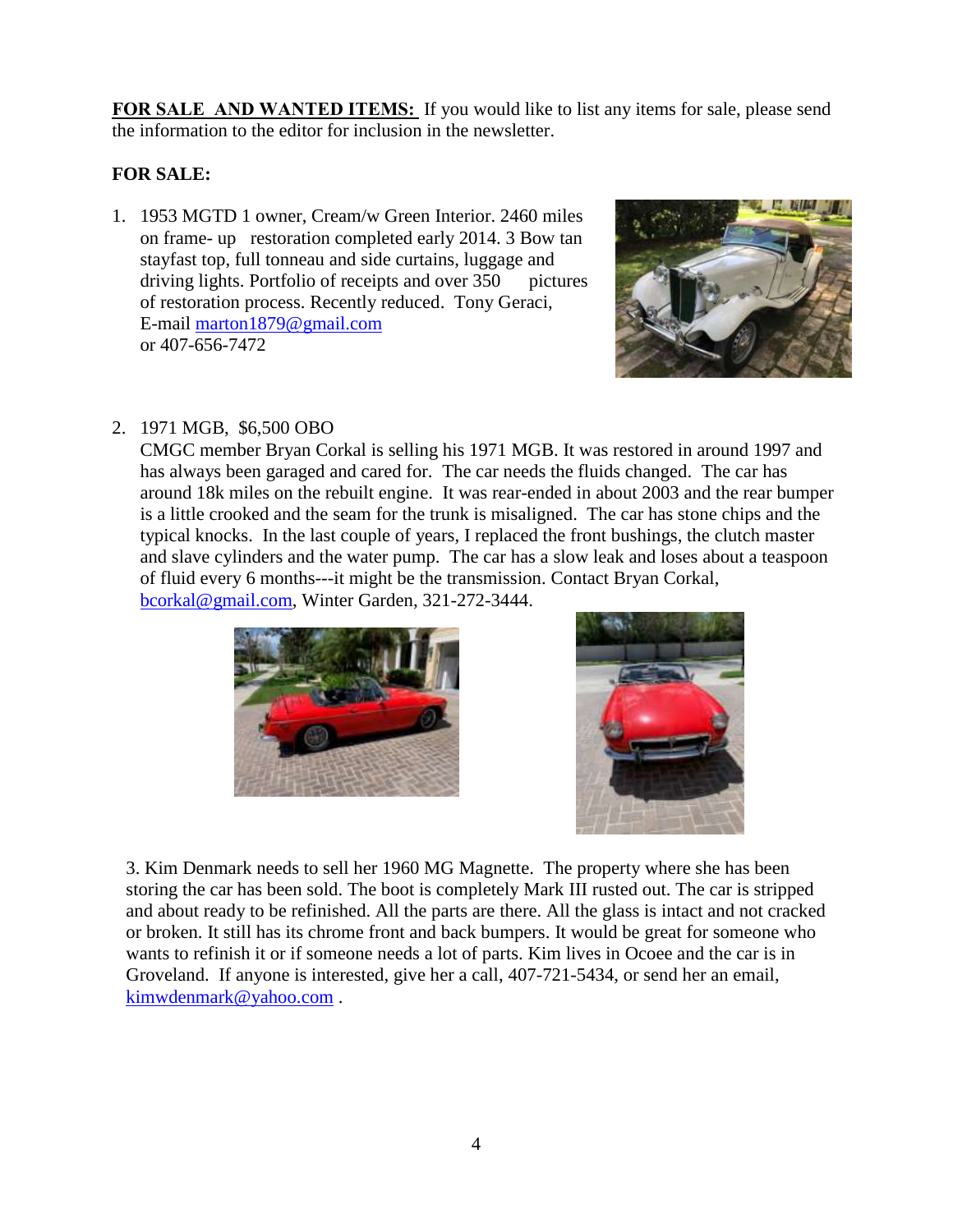**FOR SALE AND WANTED ITEMS:** If you would like to list any items for sale, please send the information to the editor for inclusion in the newsletter.

**FOR SALE:**

1. 1953 MGTD 1 owner, Cream/w Green Interior. 2460 miles on frame- up restoration completed early 2014. 3 Bow tan stayfast top, full tonneau and side curtains, luggage and driving lights. Portfolio of receipts and over 350 pictures of restoration process. Recently reduced. Tony Geraci, E-mail marton1879@gmail.com or 407-656-7472

2. 1971 MGB, $6,500 OBO
   CMGC member Bryan Corkal is selling his 1971 MGB. It was restored in around 1997 and has always been garaged and cared for. The car needs the fluids changed. The car has around 18k miles on the rebuilt engine. It was rear-ended in about 2003 and the rear bumper is a little crooked and the seam for the trunk is misaligned. The car has stone chips and the typical knocks. In the last couple of years, I replaced the front bushings, the clutch master and slave cylinders and the water pump. The car has a slow leak and loses about a teaspoon of fluid every 6 months---it might be the transmission. Contact Bryan Corkal, bcorkal@gmail.com, Winter Garden, 321-272-3444.

3. Kim Denmark needs to sell her 1960 MG Magnette. The property where she has been storing the car has been sold. The boot is completely Mark III rusted out. The car is stripped and about ready to be refinished. All the parts are there. All the glass is intact and not cracked or broken. It still has its chrome front and back bumpers. It would be great for someone who wants to refinish it or if someone needs a lot of parts. Kim lives in Ocoee and the car is in Groveland. If anyone is interested, give her a call, 407-721-5434, or send her an email, kimwdenmark@yahoo.com .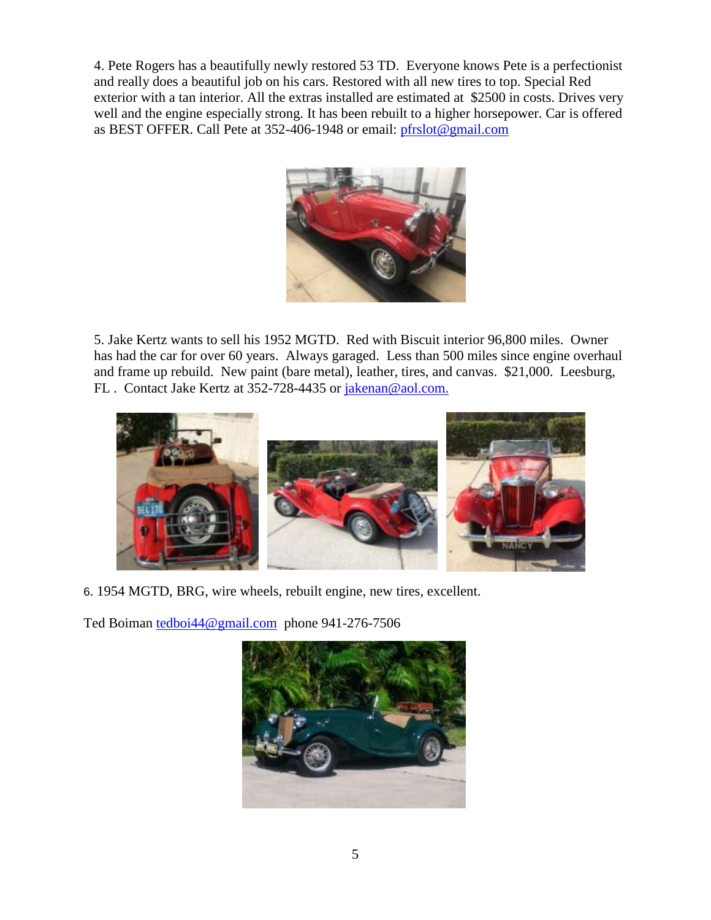4. Pete Rogers has a beautifully newly restored 53 TD. Everyone knows Pete is a perfectionist and really does a beautiful job on his cars. Restored with all new tires to top. Special Red exterior with a tan interior. All the extras installed are estimated at $2500 in costs. Drives very well and the engine especially strong. It has been rebuilt to a higher horsepower. Car is offered as BEST OFFER. Call Pete at 352-406-1948 or email: pfrslot@gmail.com

5. Jake Kertz wants to sell his 1952 MGTD. Red with Biscuit interior 96,800 miles. Owner has had the car for over 60 years. Always garaged. Less than 500 miles since engine overhaul and frame up rebuild. New paint (bare metal), leather, tires, and canvas. $21,000. Leesburg, FL . Contact Jake Kertz at 352-728-4435 or jakenan@aol.com.

6. 1954 MGTD, BRG, wire wheels, rebuilt engine, new tires, excellent.

Ted Boiman tedboi44@gmail.com phone 941-276-7506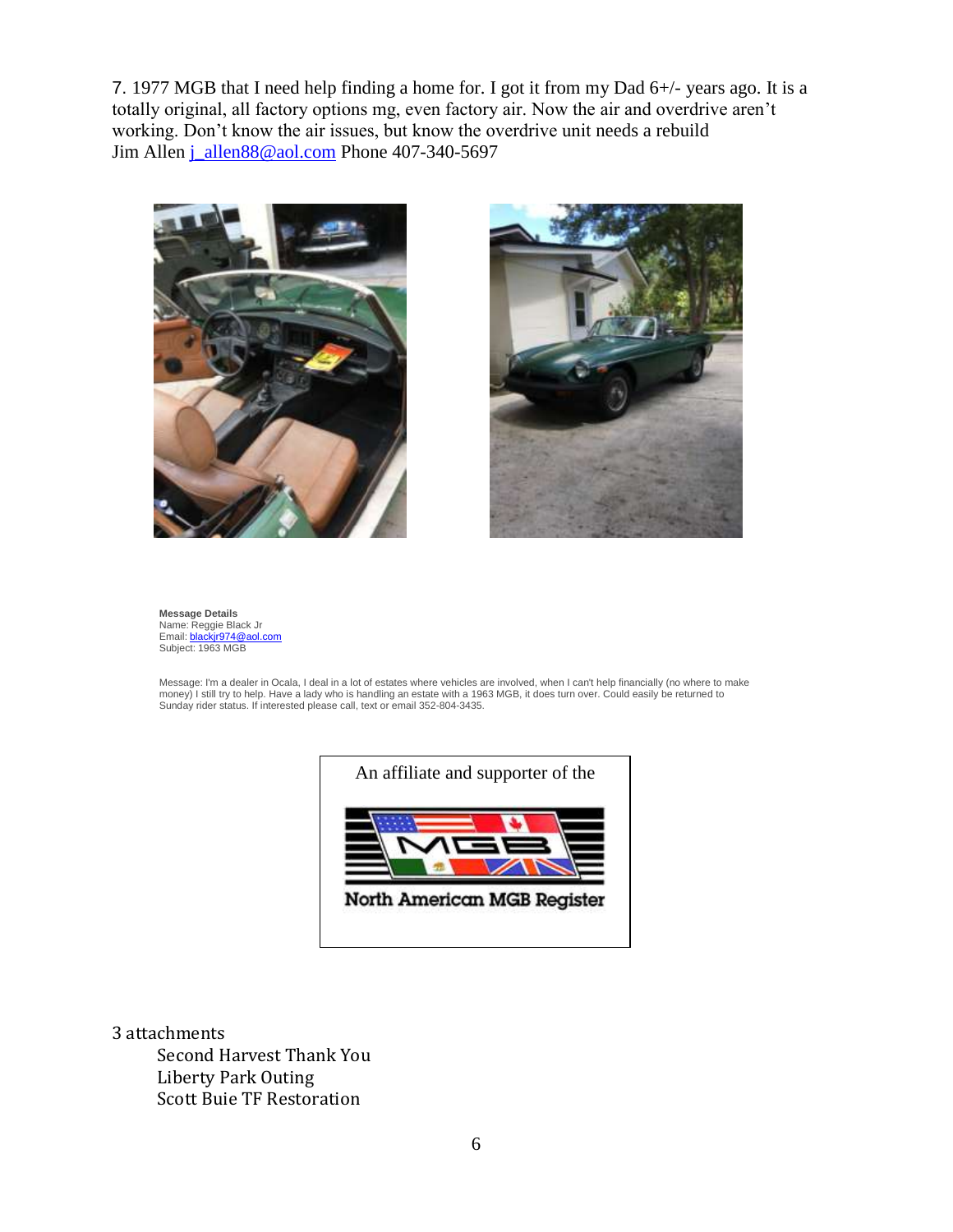7. 1977 MGB that I need help finding a home for. I got it from my Dad 6+/- years ago. It is a totally original, all factory options mg, even factory air. Now the air and overdrive aren't working. Don't know the air issues, but know the overdrive unit needs a rebuild
Jim Allen j_allen88@aol.com Phone 407-340-5697

**Message Details**
Name: Reggie Black Jr
Email: blackjr974@aol.com
Subject: 1963 MGB

Message: I'm a dealer in Ocala, I deal in a lot of estates where vehicles are involved, when I can't help financially (no where to make money) I still try to help. Have a lady who is handling an estate with a 1963 MGB, it does turn over. Could easily be returned to Sunday rider status. If interested please call, text or email 352-804-3435.

An affiliate and supporter of the

North American MGB Register

3 attachments
- Second Harvest Thank You
- Liberty Park Outing
- Scott Buie TF Restoration